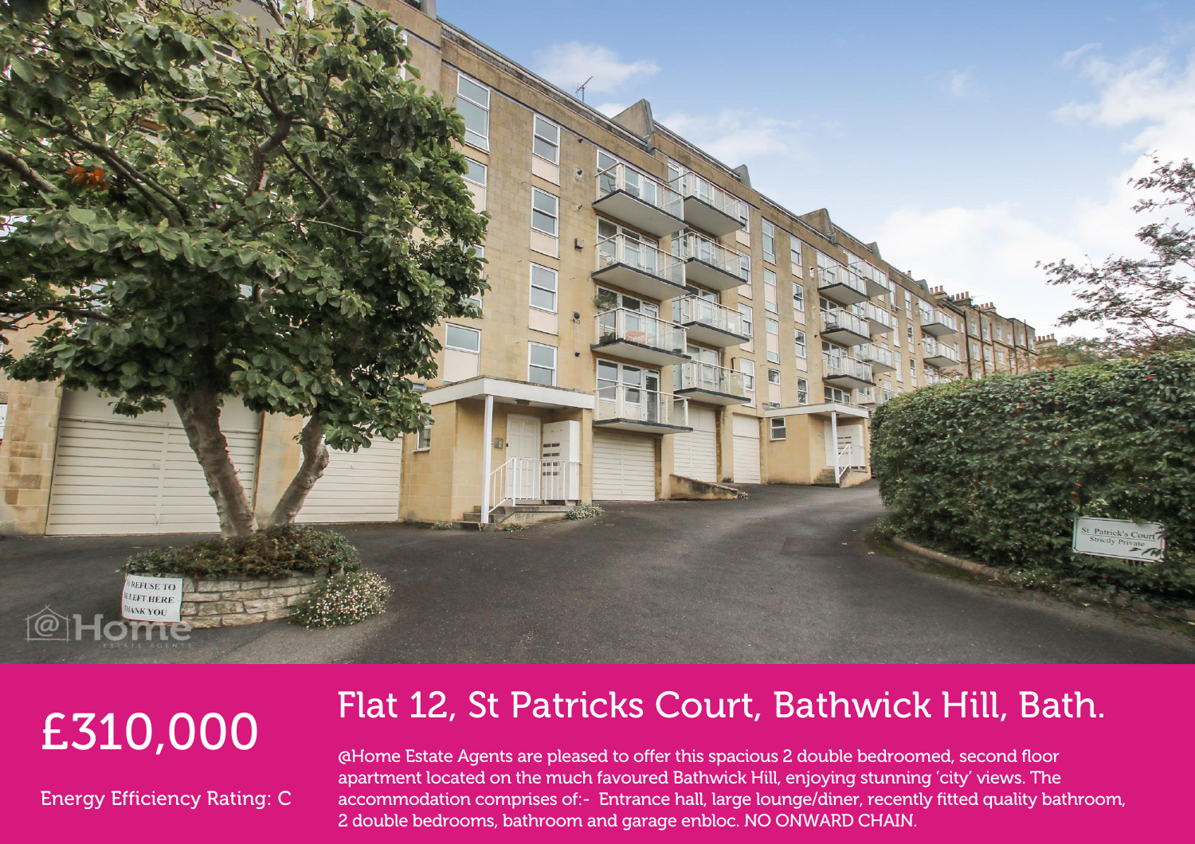# Flat 12, St Patricks Court, Bathwick Hill, Bath.

£310,000

Energy Efficiency Rating: C

@Home Estate Agents are pleased to offer this spacious 2 double bedroomed, second floor apartment located on the much favoured Bathwick Hill, enjoying stunning 'city' views. The accommodation comprises of:- Entrance hall, large lounge/diner, recently fitted quality bathroom, 2 double bedrooms, bathroom and garage enbloc. NO ONWARD CHAIN.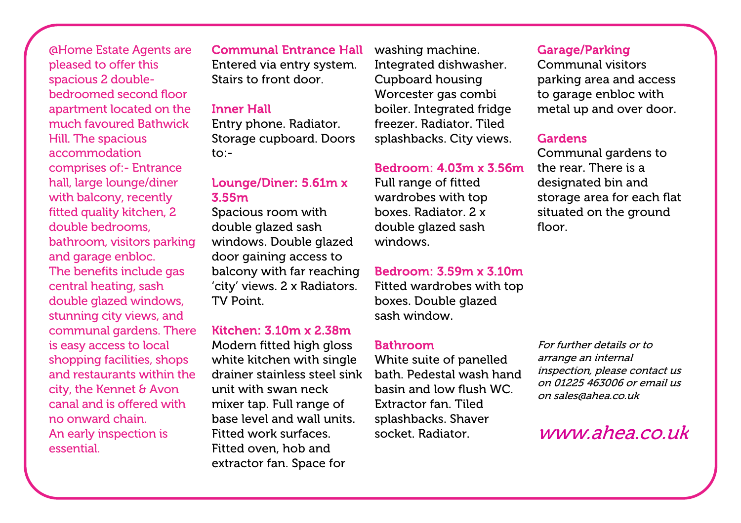@Home Estate Agents are pleased to offer this spacious 2 double-bedroomed second floor apartment located on the much favoured Bathwick Hill. The spacious accommodation comprises of:- Entrance hall, large lounge/diner with balcony, recently fitted quality kitchen, 2 double bedrooms, bathroom, visitors parking and garage enbloc.
The benefits include gas central heating, sash double glazed windows, stunning city views, and communal gardens. There is easy access to local shopping facilities, shops and restaurants within the city, the Kennet & Avon canal and is offered with no onward chain.
An early inspection is essential.

### Communal Entrance Hall
Entered via entry system. Stairs to front door.

### Inner Hall
Entry phone. Radiator. Storage cupboard. Doors to:-

### Lounge/Diner: 5.61m x 3.55m
Spacious room with double glazed sash windows. Double glazed door gaining access to balcony with far reaching 'city' views. 2 x Radiators. TV Point.

### Kitchen: 3.10m x 2.38m
Modern fitted high gloss white kitchen with single drainer stainless steel sink unit with swan neck mixer tap. Full range of base level and wall units. Fitted work surfaces. Fitted oven, hob and extractor fan. Space for washing machine. Integrated dishwasher. Cupboard housing Worcester gas combi boiler. Integrated fridge freezer. Radiator. Tiled splashbacks. City views.

### Bedroom: 4.03m x 3.56m
Full range of fitted wardrobes with top boxes. Radiator. 2 x double glazed sash windows.

### Bedroom: 3.59m x 3.10m
Fitted wardrobes with top boxes. Double glazed sash window.

### Bathroom
White suite of panelled bath. Pedestal wash hand basin and low flush WC. Extractor fan. Tiled splashbacks. Shaver socket. Radiator.

### Garage/Parking
Communal visitors parking area and access to garage enbloc with metal up and over door.

### Gardens
Communal gardens to the rear. There is a designated bin and storage area for each flat situated on the ground floor.

*For further details or to arrange an internal inspection, please contact us on 01225 463006 or email us on sales@ahea.co.uk*

*www.ahea.co.uk*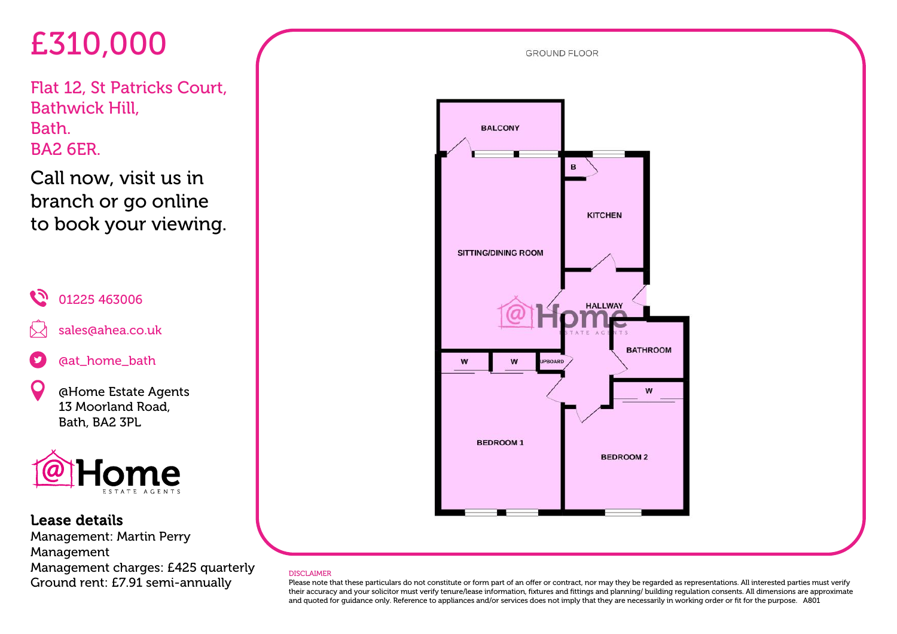# £310,000

Flat 12, St Patricks Court,
Bathwick Hill,
Bath.
BA2 6ER.

Call now, visit us in branch or go online to book your viewing.

01225 463006

sales@ahea.co.uk

@at_home_bath

@Home Estate Agents
13 Moorland Road,
Bath, BA2 3PL

@Home
ESTATE AGENTS

**Lease details**

Management: Martin Perry Management

Management charges: £425 quarterly

Ground rent: £7.91 semi-annually

GROUND FLOOR

BALCONY

B

KITCHEN

SITTING/DINING ROOM

HALLWAY

BATHROOM

W

W

CUPBOARD

W

BEDROOM 1

BEDROOM 2

DISCLAIMER

Please note that these particulars do not constitute or form part of an offer or contract, nor may they be regarded as representations. All interested parties must verify their accuracy and your solicitor must verify tenure/lease information, fixtures and fittings and planning/ building regulation consents. All dimensions are approximate and quoted for guidance only. Reference to appliances and/or services does not imply that they are necessarily in working order or fit for the purpose. A801